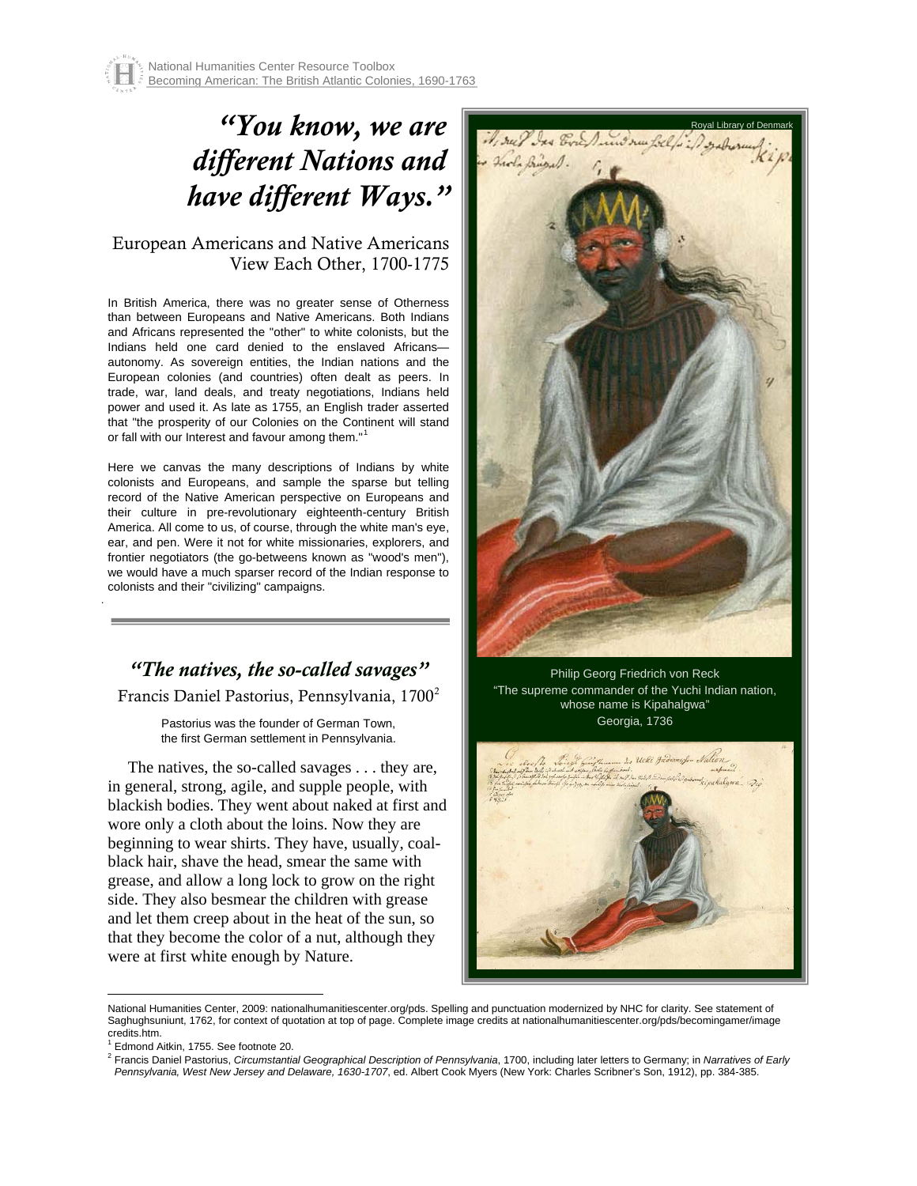# *"You know, we are different Nations and have different Ways."*

## European Americans and Native Americans View Each Other, 1700-1775

In British America, there was no greater sense of Otherness than between Europeans and Native Americans. Both Indians and Africans represented the "other" to white colonists, but the Indians held one card denied to the enslaved Africans—autonomy. As sovereign entities, the Indian nations and the European colonies (and countries) often dealt as peers. In trade, war, land deals, and treaty negotiations, Indians held power and used it. As late as 1755, an English trader asserted that "the prosperity of our Colonies on the Continent will stand or fall with our Interest and favour among them."[1]

Here we canvas the many descriptions of Indians by white colonists and Europeans, and sample the sparse but telling record of the Native American perspective on Europeans and their culture in pre-revolutionary eighteenth-century British America. All come to us, of course, through the white man's eye, ear, and pen. Were it not for white missionaries, explorers, and frontier negotiators (the go-betweens known as "wood's men"), we would have a much sparser record of the Indian response to colonists and their "civilizing" campaigns.

Royal Library of Denmark

Philip Georg Friedrich von Reck
"The supreme commander of the Yuchi Indian nation, whose name is Kipahalgwa"
Georgia, 1736

## *"The natives, the so-called savages"*

Francis Daniel Pastorius, Pennsylvania, 1700[2]

Pastorius was the founder of German Town, the first German settlement in Pennsylvania.

The natives, the so-called savages . . . they are, in general, strong, agile, and supple people, with blackish bodies. They went about naked at first and wore only a cloth about the loins. Now they are beginning to wear shirts. They have, usually, coal-black hair, shave the head, smear the same with grease, and allow a long lock to grow on the right side. They also besmear the children with grease and let them creep about in the heat of the sun, so that they become the color of a nut, although they were at first white enough by Nature.

---

National Humanities Center, 2009: nationalhumanitiescenter.org/pds. Spelling and punctuation modernized by NHC for clarity. See statement of Saghughsuniunt, 1762, for context of quotation at top of page. Complete image credits at nationalhumanitiescenter.org/pds/becomingamer/imagecredits.htm.

[1] Edmond Aitkin, 1755. See footnote 20.

[2] Francis Daniel Pastorius, *Circumstantial Geographical Description of Pennsylvania*, 1700, including later letters to Germany; in *Narratives of Early Pennsylvania, West New Jersey and Delaware, 1630-1707*, ed. Albert Cook Myers (New York: Charles Scribner's Son, 1912), pp. 384-385.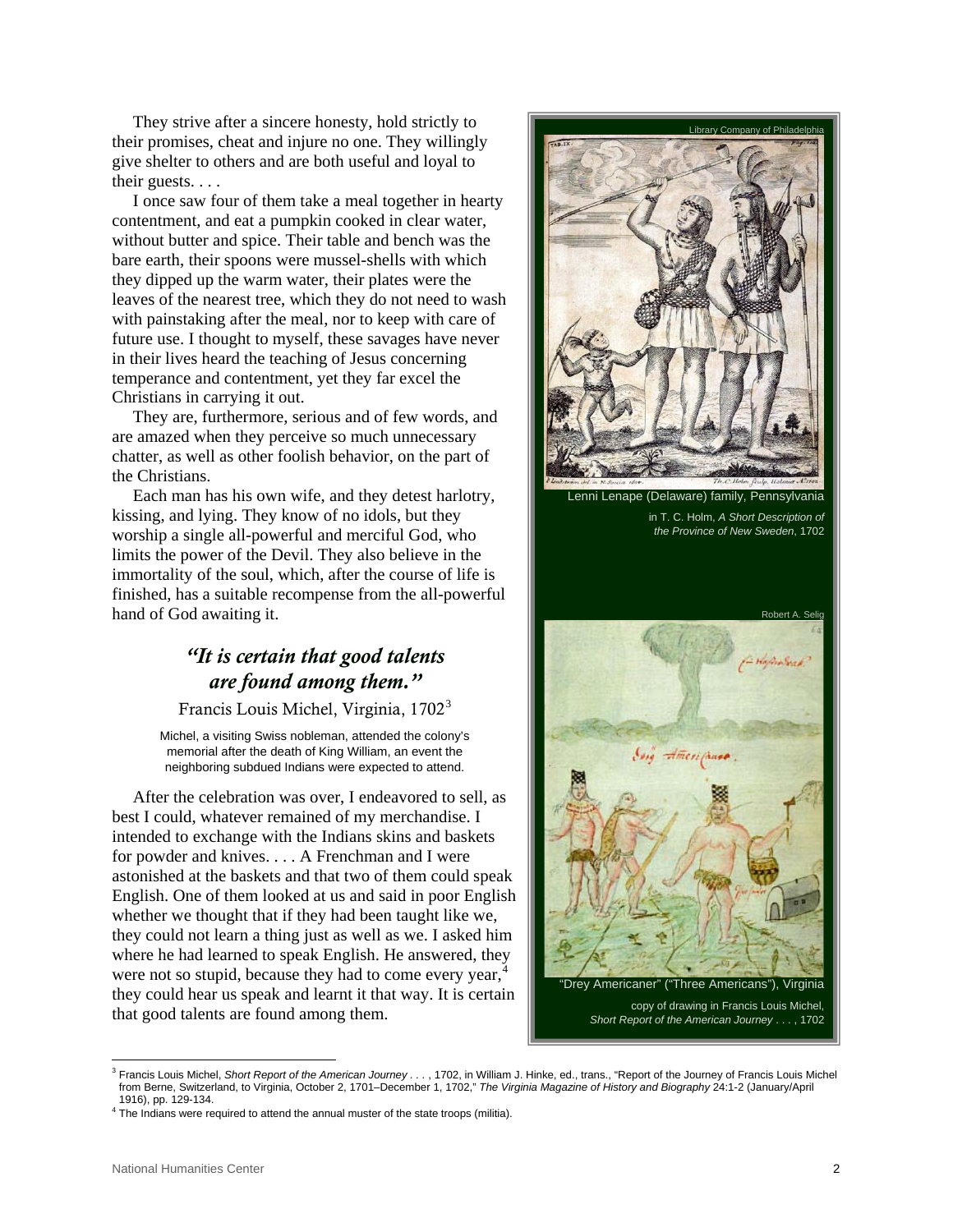They strive after a sincere honesty, hold strictly to their promises, cheat and injure no one. They willingly give shelter to others and are both useful and loyal to their guests. . . .

I once saw four of them take a meal together in hearty contentment, and eat a pumpkin cooked in clear water, without butter and spice. Their table and bench was the bare earth, their spoons were mussel-shells with which they dipped up the warm water, their plates were the leaves of the nearest tree, which they do not need to wash with painstaking after the meal, nor to keep with care of future use. I thought to myself, these savages have never in their lives heard the teaching of Jesus concerning temperance and contentment, yet they far excel the Christians in carrying it out.

They are, furthermore, serious and of few words, and are amazed when they perceive so much unnecessary chatter, as well as other foolish behavior, on the part of the Christians.

Each man has his own wife, and they detest harlotry, kissing, and lying. They know of no idols, but they worship a single all-powerful and merciful God, who limits the power of the Devil. They also believe in the immortality of the soul, which, after the course of life is finished, has a suitable recompense from the all-powerful hand of God awaiting it.

## *"It is certain that good talents are found among them."*

Francis Louis Michel, Virginia, 1702[3]

Michel, a visiting Swiss nobleman, attended the colony's memorial after the death of King William, an event the neighboring subdued Indians were expected to attend.

After the celebration was over, I endeavored to sell, as best I could, whatever remained of my merchandise. I intended to exchange with the Indians skins and baskets for powder and knives. . . . A Frenchman and I were astonished at the baskets and that two of them could speak English. One of them looked at us and said in poor English whether we thought that if they had been taught like we, they could not learn a thing just as well as we. I asked him where he had learned to speak English. He answered, they were not so stupid, because they had to come every year,[4] they could hear us speak and learnt it that way. It is certain that good talents are found among them.

Library Company of Philadelphia

Lenni Lenape (Delaware) family, Pennsylvania
in T. C. Holm, *A Short Description of the Province of New Sweden*, 1702

Robert A. Selig

"Drey Americaner" ("Three Americans"), Virginia
copy of drawing in Francis Louis Michel, *Short Report of the American Journey . . .* , 1702

---

[3] Francis Louis Michel, *Short Report of the American Journey . . .* , 1702, in William J. Hinke, ed., trans., "Report of the Journey of Francis Louis Michel from Berne, Switzerland, to Virginia, October 2, 1701–December 1, 1702," *The Virginia Magazine of History and Biography* 24:1-2 (January/April 1916), pp. 129-134.

[4] The Indians were required to attend the annual muster of the state troops (militia).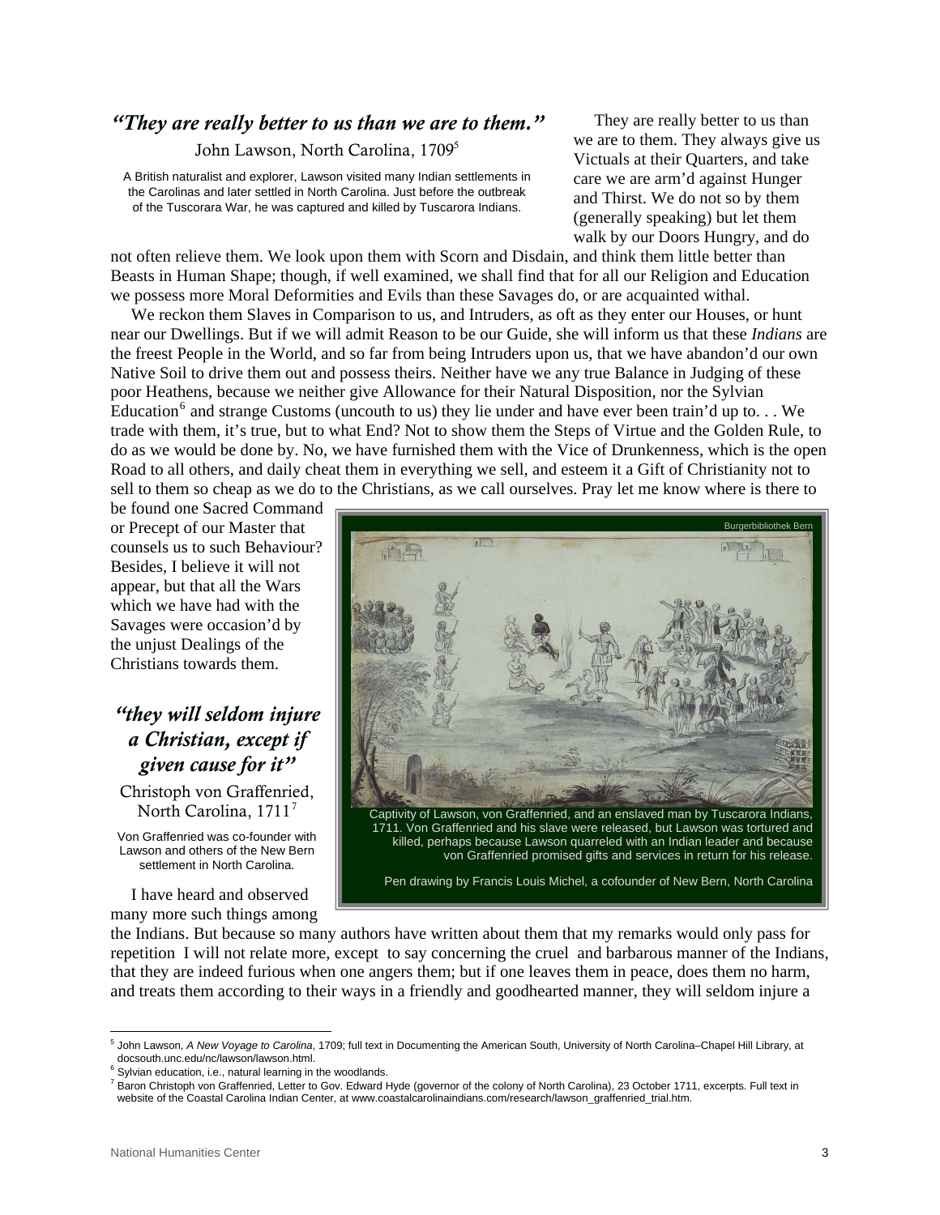## *"They are really better to us than we are to them."*

John Lawson, North Carolina, 1709[5]

A British naturalist and explorer, Lawson visited many Indian settlements in the Carolinas and later settled in North Carolina. Just before the outbreak of the Tuscorara War, he was captured and killed by Tuscarora Indians.

They are really better to us than we are to them. They always give us Victuals at their Quarters, and take care we are arm'd against Hunger and Thirst. We do not so by them (generally speaking) but let them walk by our Doors Hungry, and do not often relieve them. We look upon them with Scorn and Disdain, and think them little better than Beasts in Human Shape; though, if well examined, we shall find that for all our Religion and Education we possess more Moral Deformities and Evils than these Savages do, or are acquainted withal.

We reckon them Slaves in Comparison to us, and Intruders, as oft as they enter our Houses, or hunt near our Dwellings. But if we will admit Reason to be our Guide, she will inform us that these *Indians* are the freest People in the World, and so far from being Intruders upon us, that we have abandon'd our own Native Soil to drive them out and possess theirs. Neither have we any true Balance in Judging of these poor Heathens, because we neither give Allowance for their Natural Disposition, nor the Sylvian Education[6] and strange Customs (uncouth to us) they lie under and have ever been train'd up to. . . We trade with them, it's true, but to what End? Not to show them the Steps of Virtue and the Golden Rule, to do as we would be done by. No, we have furnished them with the Vice of Drunkenness, which is the open Road to all others, and daily cheat them in everything we sell, and esteem it a Gift of Christianity not to sell to them so cheap as we do to the Christians, as we call ourselves. Pray let me know where is there to be found one Sacred Command or Precept of our Master that counsels us to such Behaviour? Besides, I believe it will not appear, but that all the Wars which we have had with the Savages were occasion'd by the unjust Dealings of the Christians towards them.

Burgerbibliothek Bern

Captivity of Lawson, von Graffenried, and an enslaved man by Tuscarora Indians, 1711. Von Graffenried and his slave were released, but Lawson was tortured and killed, perhaps because Lawson quarreled with an Indian leader and because von Graffenried promised gifts and services in return for his release.

Pen drawing by Francis Louis Michel, a cofounder of New Bern, North Carolina

## *"they will seldom injure a Christian, except if given cause for it"*

Christoph von Graffenried, North Carolina, 1711[7]

Von Graffenried was co-founder with Lawson and others of the New Bern settlement in North Carolina.

I have heard and observed many more such things among the Indians. But because so many authors have written about them that my remarks would only pass for repetition I will not relate more, except to say concerning the cruel and barbarous manner of the Indians, that they are indeed furious when one angers them; but if one leaves them in peace, does them no harm, and treats them according to their ways in a friendly and goodhearted manner, they will seldom injure a

---

[5] John Lawson, *A New Voyage to Carolina*, 1709; full text in Documenting the American South, University of North Carolina–Chapel Hill Library, at docsouth.unc.edu/nc/lawson/lawson.html.

[6] Sylvian education, i.e., natural learning in the woodlands.

[7] Baron Christoph von Graffenried, Letter to Gov. Edward Hyde (governor of the colony of North Carolina), 23 October 1711, excerpts. Full text in website of the Coastal Carolina Indian Center, at www.coastalcarolinaindians.com/research/lawson_graffenried_trial.htm.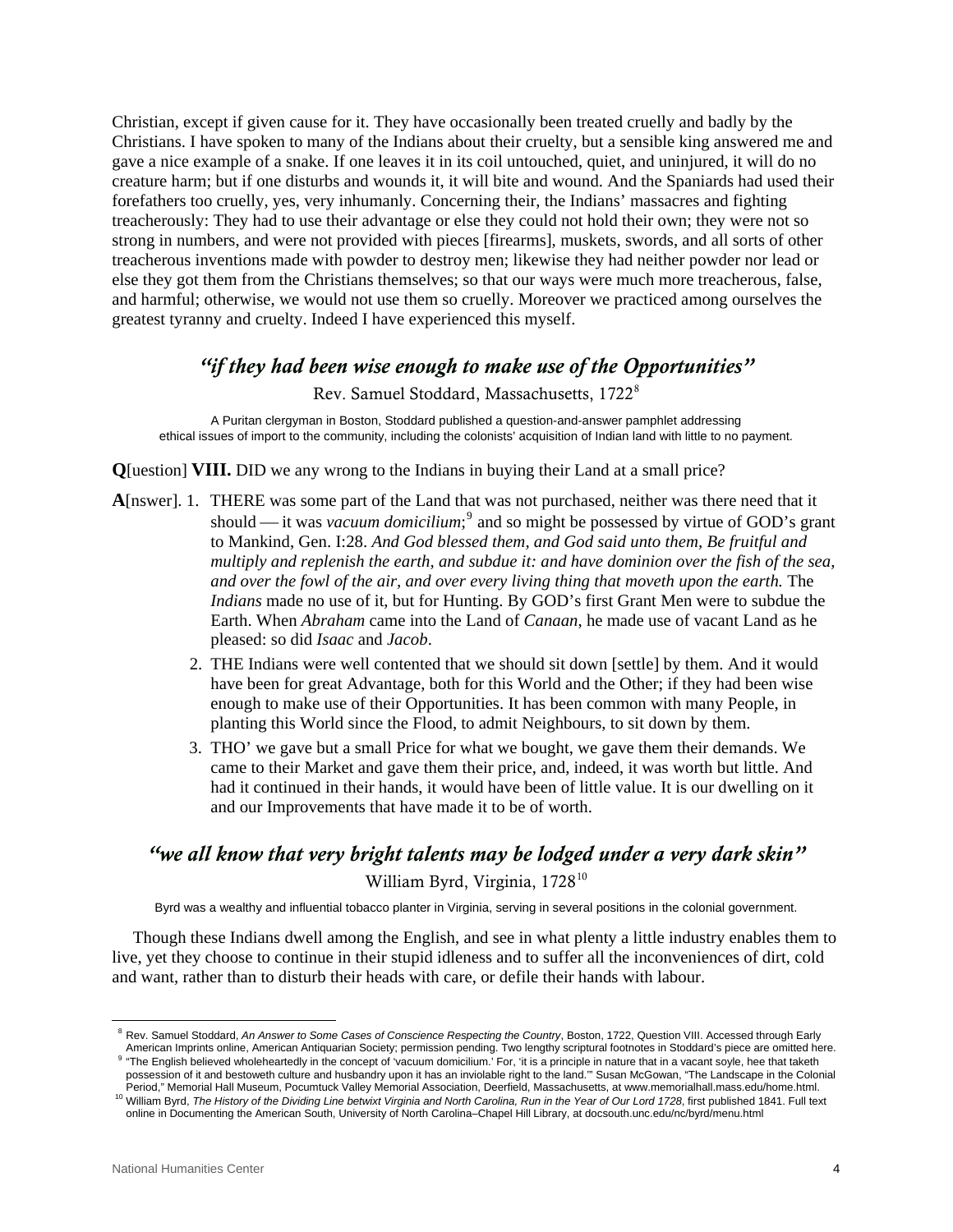Christian, except if given cause for it. They have occasionally been treated cruelly and badly by the Christians. I have spoken to many of the Indians about their cruelty, but a sensible king answered me and gave a nice example of a snake. If one leaves it in its coil untouched, quiet, and uninjured, it will do no creature harm; but if one disturbs and wounds it, it will bite and wound. And the Spaniards had used their forefathers too cruelly, yes, very inhumanly. Concerning their, the Indians' massacres and fighting treacherously: They had to use their advantage or else they could not hold their own; they were not so strong in numbers, and were not provided with pieces [firearms], muskets, swords, and all sorts of other treacherous inventions made with powder to destroy men; likewise they had neither powder nor lead or else they got them from the Christians themselves; so that our ways were much more treacherous, false, and harmful; otherwise, we would not use them so cruelly. Moreover we practiced among ourselves the greatest tyranny and cruelty. Indeed I have experienced this myself.

## *"if they had been wise enough to make use of the Opportunities"*

Rev. Samuel Stoddard, Massachusetts, 1722[8]

A Puritan clergyman in Boston, Stoddard published a question-and-answer pamphlet addressing ethical issues of import to the community, including the colonists' acquisition of Indian land with little to no payment.

**Q**[uestion] **VIII.** DID we any wrong to the Indians in buying their Land at a small price?

**A**[nswer]. 1. THERE was some part of the Land that was not purchased, neither was there need that it should — it was *vacuum domicilium*;[9] and so might be possessed by virtue of GOD's grant to Mankind, Gen. I:28. *And God blessed them, and God said unto them, Be fruitful and multiply and replenish the earth, and subdue it: and have dominion over the fish of the sea, and over the fowl of the air, and over every living thing that moveth upon the earth.* The *Indians* made no use of it, but for Hunting. By GOD's first Grant Men were to subdue the Earth. When *Abraham* came into the Land of *Canaan*, he made use of vacant Land as he pleased: so did *Isaac* and *Jacob*.

2. THE Indians were well contented that we should sit down [settle] by them. And it would have been for great Advantage, both for this World and the Other; if they had been wise enough to make use of their Opportunities. It has been common with many People, in planting this World since the Flood, to admit Neighbours, to sit down by them.

3. THO' we gave but a small Price for what we bought, we gave them their demands. We came to their Market and gave them their price, and, indeed, it was worth but little. And had it continued in their hands, it would have been of little value. It is our dwelling on it and our Improvements that have made it to be of worth.

## *"we all know that very bright talents may be lodged under a very dark skin"*

William Byrd, Virginia, 1728[10]

Byrd was a wealthy and influential tobacco planter in Virginia, serving in several positions in the colonial government.

Though these Indians dwell among the English, and see in what plenty a little industry enables them to live, yet they choose to continue in their stupid idleness and to suffer all the inconveniences of dirt, cold and want, rather than to disturb their heads with care, or defile their hands with labour.

---

[8] Rev. Samuel Stoddard, *An Answer to Some Cases of Conscience Respecting the Country*, Boston, 1722, Question VIII. Accessed through Early American Imprints online, American Antiquarian Society; permission pending. Two lengthy scriptural footnotes in Stoddard's piece are omitted here.

[9] "The English believed wholeheartedly in the concept of 'vacuum domicilium.' For, 'it is a principle in nature that in a vacant soyle, hee that taketh possession of it and bestoweth culture and husbandry upon it has an inviolable right to the land.'" Susan McGowan, "The Landscape in the Colonial Period," Memorial Hall Museum, Pocumtuck Valley Memorial Association, Deerfield, Massachusetts, at www.memorialhall.mass.edu/home.html.

[10] William Byrd, *The History of the Dividing Line betwixt Virginia and North Carolina, Run in the Year of Our Lord 1728*, first published 1841. Full text online in Documenting the American South, University of North Carolina–Chapel Hill Library, at docsouth.unc.edu/nc/byrd/menu.html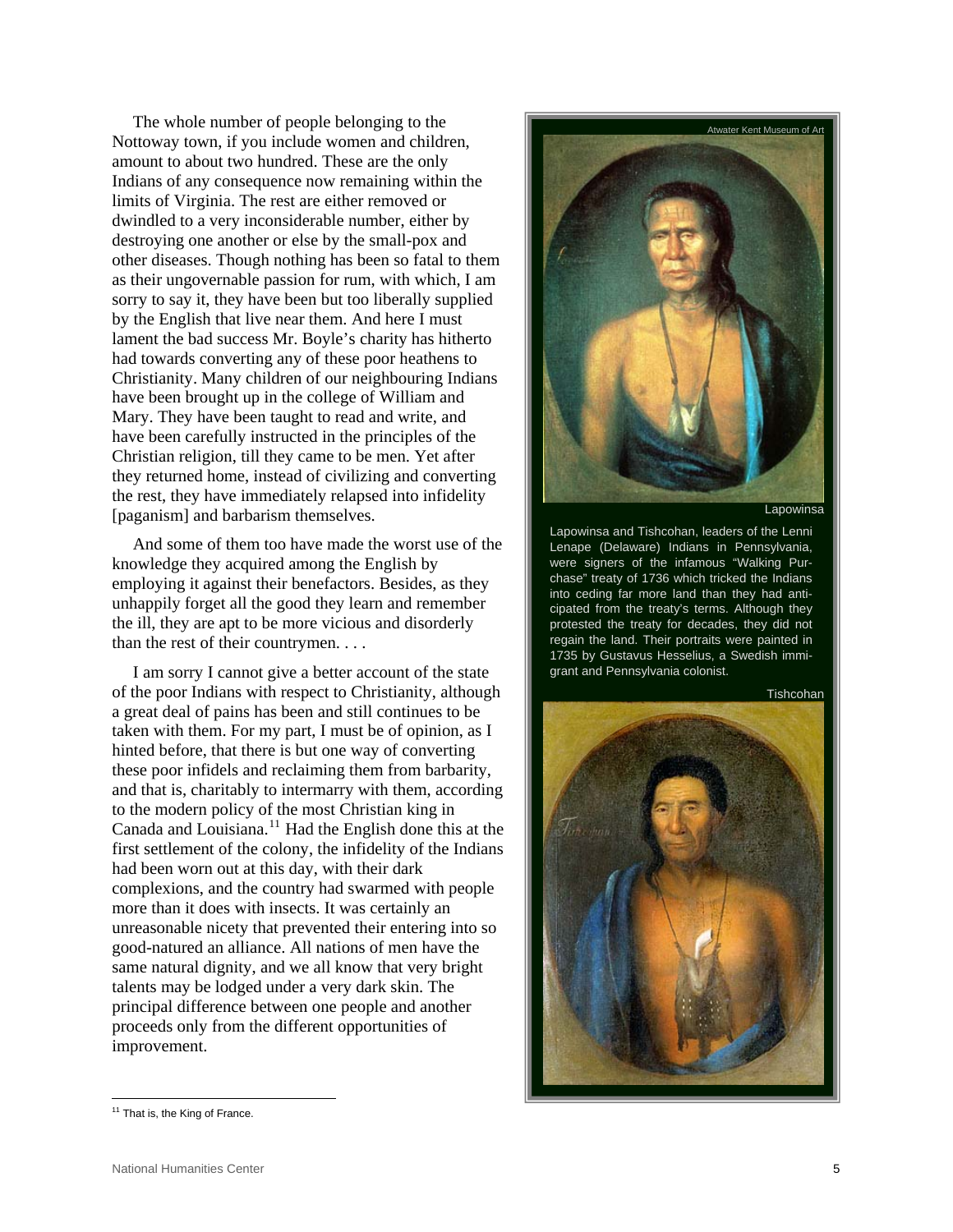The whole number of people belonging to the Nottoway town, if you include women and children, amount to about two hundred. These are the only Indians of any consequence now remaining within the limits of Virginia. The rest are either removed or dwindled to a very inconsiderable number, either by destroying one another or else by the small-pox and other diseases. Though nothing has been so fatal to them as their ungovernable passion for rum, with which, I am sorry to say it, they have been but too liberally supplied by the English that live near them. And here I must lament the bad success Mr. Boyle's charity has hitherto had towards converting any of these poor heathens to Christianity. Many children of our neighbouring Indians have been brought up in the college of William and Mary. They have been taught to read and write, and have been carefully instructed in the principles of the Christian religion, till they came to be men. Yet after they returned home, instead of civilizing and converting the rest, they have immediately relapsed into infidelity [paganism] and barbarism themselves.

And some of them too have made the worst use of the knowledge they acquired among the English by employing it against their benefactors. Besides, as they unhappily forget all the good they learn and remember the ill, they are apt to be more vicious and disorderly than the rest of their countrymen. . . .

I am sorry I cannot give a better account of the state of the poor Indians with respect to Christianity, although a great deal of pains has been and still continues to be taken with them. For my part, I must be of opinion, as I hinted before, that there is but one way of converting these poor infidels and reclaiming them from barbarity, and that is, charitably to intermarry with them, according to the modern policy of the most Christian king in Canada and Louisiana.[11] Had the English done this at the first settlement of the colony, the infidelity of the Indians had been worn out at this day, with their dark complexions, and the country had swarmed with people more than it does with insects. It was certainly an unreasonable nicety that prevented their entering into so good-natured an alliance. All nations of men have the same natural dignity, and we all know that very bright talents may be lodged under a very dark skin. The principal difference between one people and another proceeds only from the different opportunities of improvement.

Atwater Kent Museum of Art

Lapowinsa

Lapowinsa and Tishcohan, leaders of the Lenni Lenape (Delaware) Indians in Pennsylvania, were signers of the infamous "Walking Purchase" treaty of 1736 which tricked the Indians into ceding far more land than they had anticipated from the treaty's terms. Although they protested the treaty for decades, they did not regain the land. Their portraits were painted in 1735 by Gustavus Hesselius, a Swedish immigrant and Pennsylvania colonist.

Tishcohan

[11] That is, the King of France.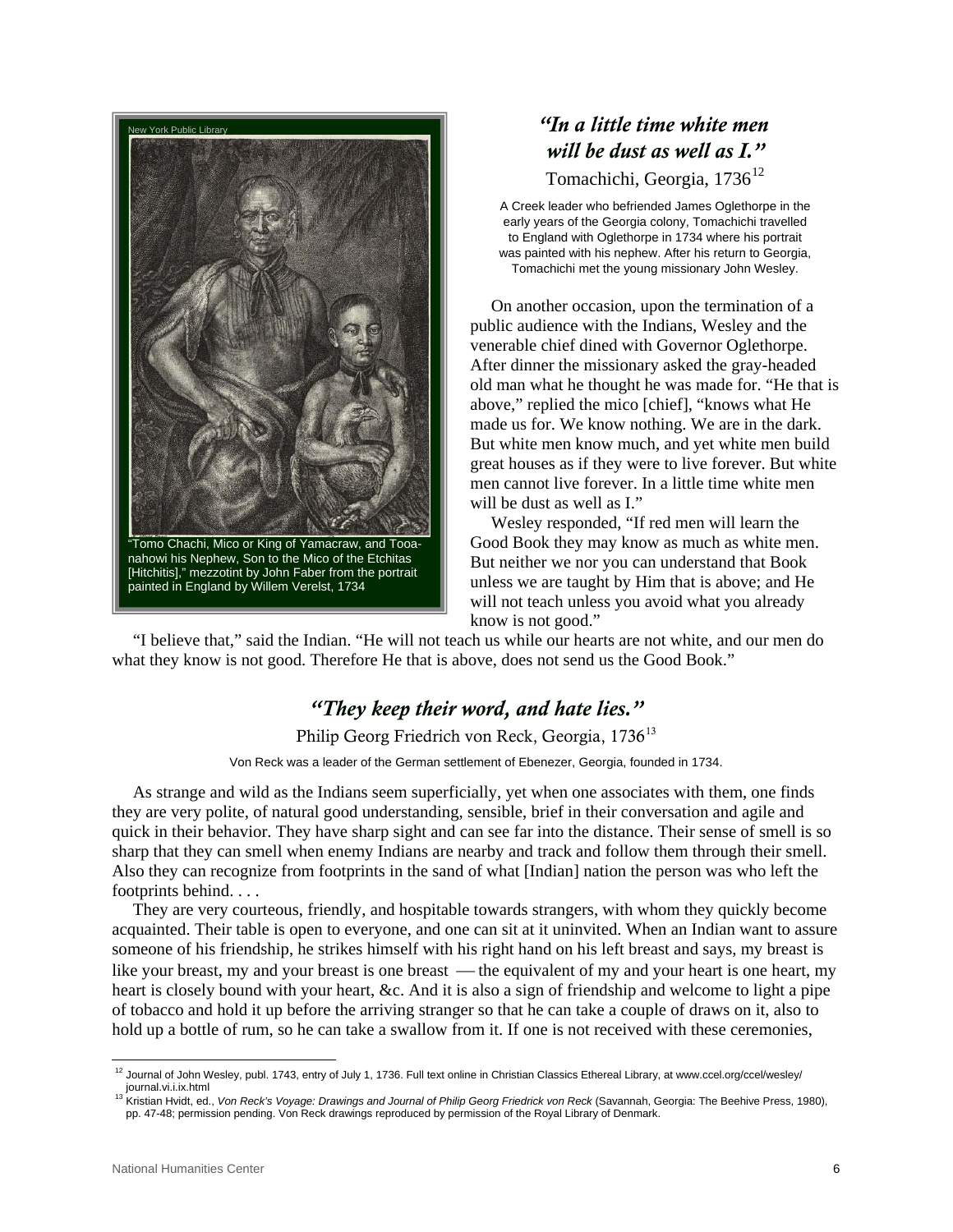"New York Public Library"

"Tomo Chachi, Mico or King of Yamacraw, and Tooa-nahowi his Nephew, Son to the Mico of the Etchitas [Hitchitis]," mezzotint by John Faber from the portrait painted in England by Willem Verelst, 1734

## *"In a little time white men will be dust as well as I."*

Tomachichi, Georgia, 1736[12]

A Creek leader who befriended James Oglethorpe in the early years of the Georgia colony, Tomachichi travelled to England with Oglethorpe in 1734 where his portrait was painted with his nephew. After his return to Georgia, Tomachichi met the young missionary John Wesley.

On another occasion, upon the termination of a public audience with the Indians, Wesley and the venerable chief dined with Governor Oglethorpe. After dinner the missionary asked the gray-headed old man what he thought he was made for. "He that is above," replied the mico [chief], "knows what He made us for. We know nothing. We are in the dark. But white men know much, and yet white men build great houses as if they were to live forever. But white men cannot live forever. In a little time white men will be dust as well as I."

Wesley responded, "If red men will learn the Good Book they may know as much as white men. But neither we nor you can understand that Book unless we are taught by Him that is above; and He will not teach unless you avoid what you already know is not good."

"I believe that," said the Indian. "He will not teach us while our hearts are not white, and our men do what they know is not good. Therefore He that is above, does not send us the Good Book."

## *"They keep their word, and hate lies."*

Philip Georg Friedrich von Reck, Georgia, 1736[13]

Von Reck was a leader of the German settlement of Ebenezer, Georgia, founded in 1734.

As strange and wild as the Indians seem superficially, yet when one associates with them, one finds they are very polite, of natural good understanding, sensible, brief in their conversation and agile and quick in their behavior. They have sharp sight and can see far into the distance. Their sense of smell is so sharp that they can smell when enemy Indians are nearby and track and follow them through their smell. Also they can recognize from footprints in the sand of what [Indian] nation the person was who left the footprints behind. . . .

They are very courteous, friendly, and hospitable towards strangers, with whom they quickly become acquainted. Their table is open to everyone, and one can sit at it uninvited. When an Indian want to assure someone of his friendship, he strikes himself with his right hand on his left breast and says, my breast is like your breast, my and your breast is one breast — the equivalent of my and your heart is one heart, my heart is closely bound with your heart, &c. And it is also a sign of friendship and welcome to light a pipe of tobacco and hold it up before the arriving stranger so that he can take a couple of draws on it, also to hold up a bottle of rum, so he can take a swallow from it. If one is not received with these ceremonies,

---

[12] Journal of John Wesley, publ. 1743, entry of July 1, 1736. Full text online in Christian Classics Ethereal Library, at www.ccel.org/ccel/wesley/journal.vi.i.ix.html

[13] Kristian Hvidt, ed., *Von Reck's Voyage: Drawings and Journal of Philip Georg Friedrick von Reck* (Savannah, Georgia: The Beehive Press, 1980), pp. 47-48; permission pending. Von Reck drawings reproduced by permission of the Royal Library of Denmark.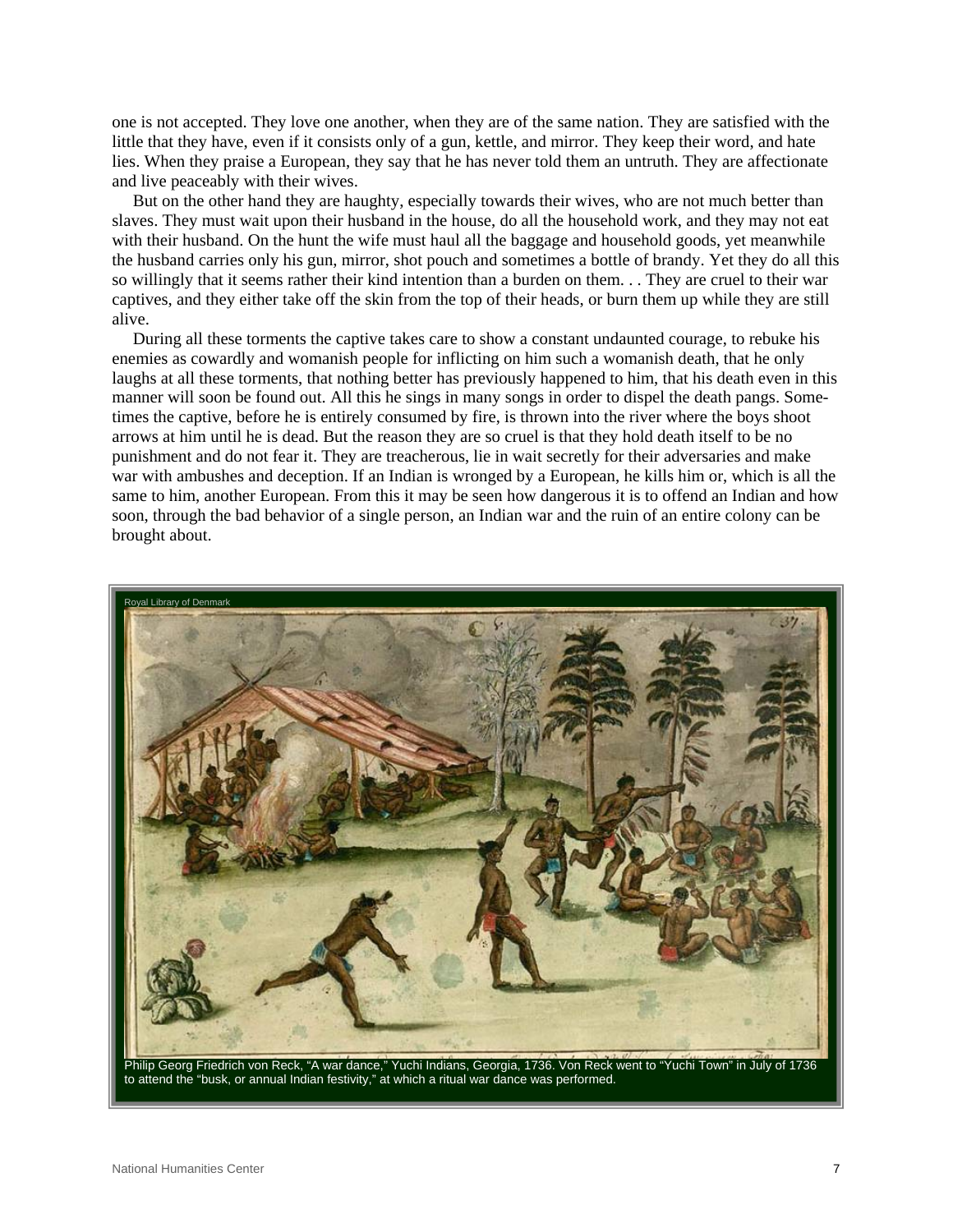one is not accepted. They love one another, when they are of the same nation. They are satisfied with the little that they have, even if it consists only of a gun, kettle, and mirror. They keep their word, and hate lies. When they praise a European, they say that he has never told them an untruth. They are affectionate and live peaceably with their wives.

But on the other hand they are haughty, especially towards their wives, who are not much better than slaves. They must wait upon their husband in the house, do all the household work, and they may not eat with their husband. On the hunt the wife must haul all the baggage and household goods, yet meanwhile the husband carries only his gun, mirror, shot pouch and sometimes a bottle of brandy. Yet they do all this so willingly that it seems rather their kind intention than a burden on them. . . They are cruel to their war captives, and they either take off the skin from the top of their heads, or burn them up while they are still alive.

During all these torments the captive takes care to show a constant undaunted courage, to rebuke his enemies as cowardly and womanish people for inflicting on him such a womanish death, that he only laughs at all these torments, that nothing better has previously happened to him, that his death even in this manner will soon be found out. All this he sings in many songs in order to dispel the death pangs. Sometimes the captive, before he is entirely consumed by fire, is thrown into the river where the boys shoot arrows at him until he is dead. But the reason they are so cruel is that they hold death itself to be no punishment and do not fear it. They are treacherous, lie in wait secretly for their adversaries and make war with ambushes and deception. If an Indian is wronged by a European, he kills him or, which is all the same to him, another European. From this it may be seen how dangerous it is to offend an Indian and how soon, through the bad behavior of a single person, an Indian war and the ruin of an entire colony can be brought about.

Royal Library of Denmark

Philip Georg Friedrich von Reck, "A war dance," Yuchi Indians, Georgia, 1736. Von Reck went to "Yuchi Town" in July of 1736 to attend the "busk, or annual Indian festivity," at which a ritual war dance was performed.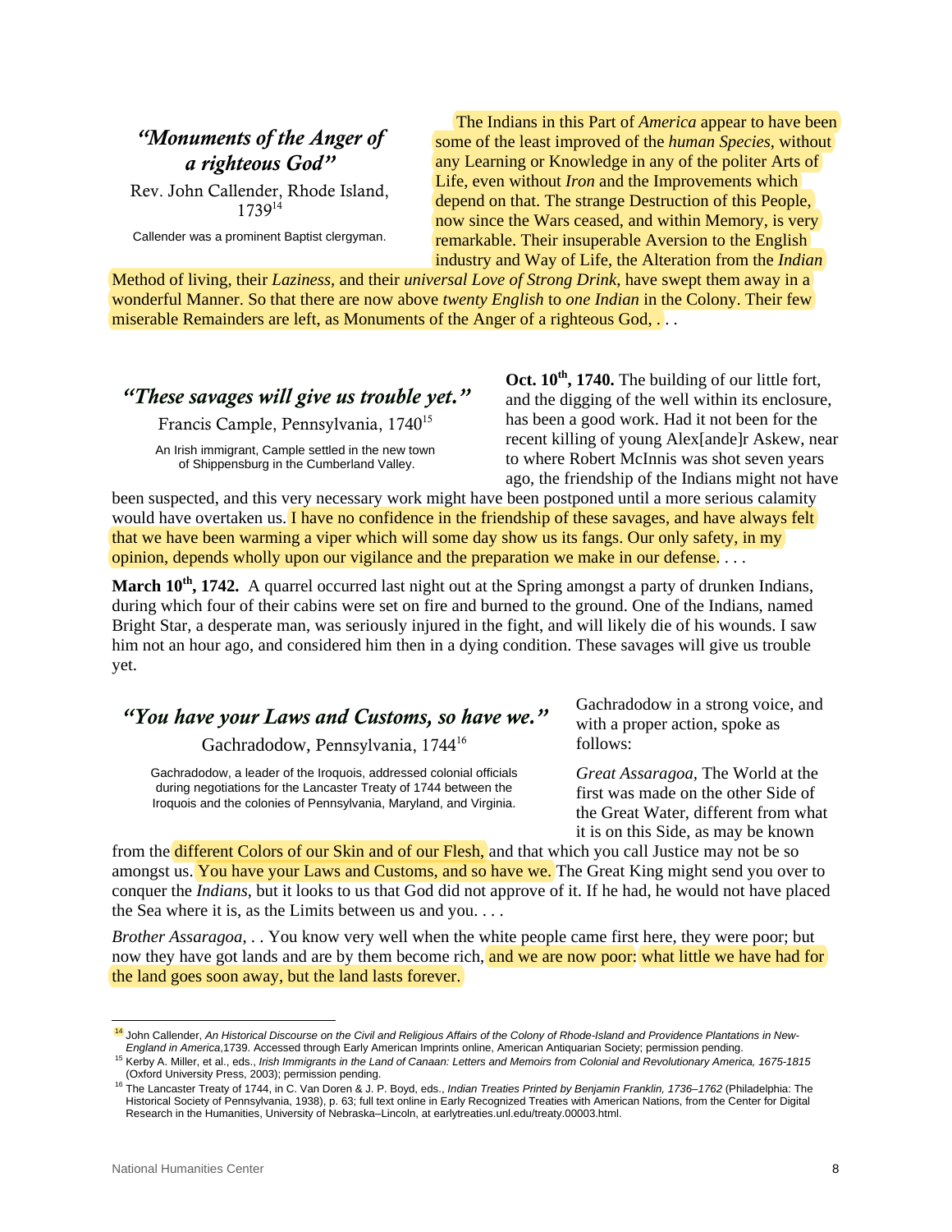## *"Monuments of the Anger of a righteous God"*

Rev. John Callender, Rhode Island, 1739[14]

Callender was a prominent Baptist clergyman.

The Indians in this Part of *America* appear to have been some of the least improved of the *human Species*, without any Learning or Knowledge in any of the politer Arts of Life, even without *Iron* and the Improvements which depend on that. The strange Destruction of this People, now since the Wars ceased, and within Memory, is very remarkable. Their insuperable Aversion to the English industry and Way of Life, the Alteration from the *Indian* Method of living, their *Laziness,* and their *universal Love of Strong Drink*, have swept them away in a wonderful Manner. So that there are now above *twenty English* to *one Indian* in the Colony. Their few miserable Remainders are left, as Monuments of the Anger of a righteous God, . . .

## *"These savages will give us trouble yet."*

Francis Cample, Pennsylvania, 1740[15]

An Irish immigrant, Cample settled in the new town of Shippensburg in the Cumberland Valley.

**Oct. 10th, 1740.** The building of our little fort, and the digging of the well within its enclosure, has been a good work. Had it not been for the recent killing of young Alex[ande]r Askew, near to where Robert McInnis was shot seven years ago, the friendship of the Indians might not have been suspected, and this very necessary work might have been postponed until a more serious calamity would have overtaken us. I have no confidence in the friendship of these savages, and have always felt that we have been warming a viper which will some day show us its fangs. Our only safety, in my opinion, depends wholly upon our vigilance and the preparation we make in our defense. . . .

**March 10th, 1742.** A quarrel occurred last night out at the Spring amongst a party of drunken Indians, during which four of their cabins were set on fire and burned to the ground. One of the Indians, named Bright Star, a desperate man, was seriously injured in the fight, and will likely die of his wounds. I saw him not an hour ago, and considered him then in a dying condition. These savages will give us trouble yet.

## *"You have your Laws and Customs, so have we."*

Gachradodow, Pennsylvania, 1744[16]

Gachradodow, a leader of the Iroquois, addressed colonial officials during negotiations for the Lancaster Treaty of 1744 between the Iroquois and the colonies of Pennsylvania, Maryland, and Virginia.

Gachradodow in a strong voice, and with a proper action, spoke as follows:

*Great Assaragoa,* The World at the first was made on the other Side of the Great Water, different from what it is on this Side, as may be known from the different Colors of our Skin and of our Flesh, and that which you call Justice may not be so amongst us. You have your Laws and Customs, and so have we. The Great King might send you over to conquer the *Indians*, but it looks to us that God did not approve of it. If he had, he would not have placed the Sea where it is, as the Limits between us and you. . . .

*Brother Assaragoa*, . . You know very well when the white people came first here, they were poor; but now they have got lands and are by them become rich, and we are now poor: what little we have had for the land goes soon away, but the land lasts forever.

---

[14] John Callender, *An Historical Discourse on the Civil and Religious Affairs of the Colony of Rhode-Island and Providence Plantations in New-England in America*,1739. Accessed through Early American Imprints online, American Antiquarian Society; permission pending.

[15] Kerby A. Miller, et al., eds., *Irish Immigrants in the Land of Canaan: Letters and Memoirs from Colonial and Revolutionary America, 1675-1815* (Oxford University Press, 2003); permission pending.

[16] The Lancaster Treaty of 1744, in C. Van Doren & J. P. Boyd, eds., *Indian Treaties Printed by Benjamin Franklin, 1736–1762* (Philadelphia: The Historical Society of Pennsylvania, 1938), p. 63; full text online in Early Recognized Treaties with American Nations, from the Center for Digital Research in the Humanities, University of Nebraska–Lincoln, at earlytreaties.unl.edu/treaty.00003.html.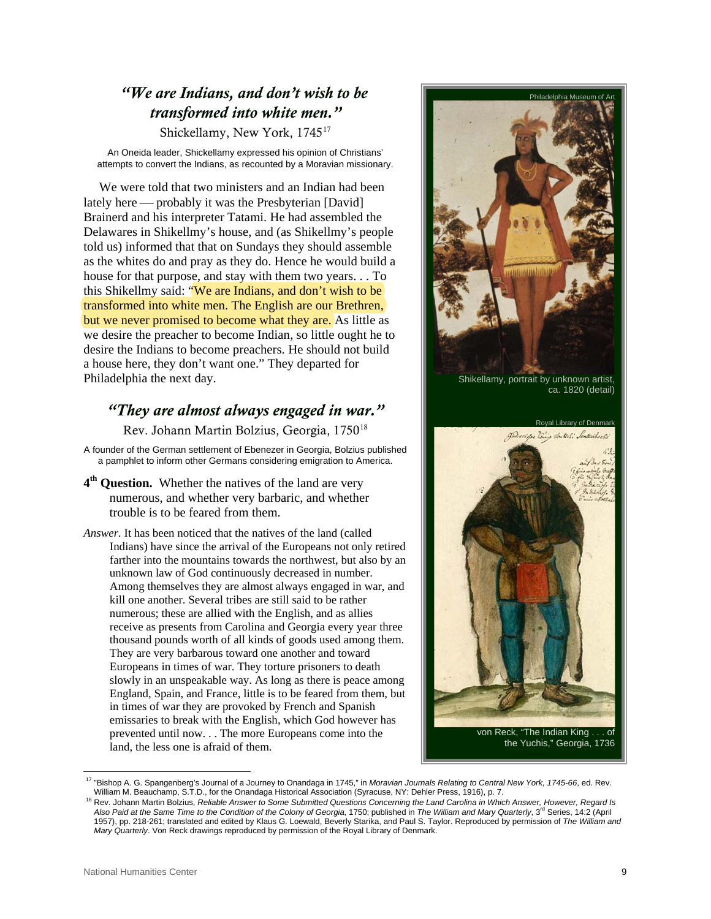## *"We are Indians, and don't wish to be transformed into white men."*

Shickellamy, New York, 1745[17]

An Oneida leader, Shickellamy expressed his opinion of Christians' attempts to convert the Indians, as recounted by a Moravian missionary.

We were told that two ministers and an Indian had been lately here — probably it was the Presbyterian [David] Brainerd and his interpreter Tatami. He had assembled the Delawares in Shikellmy's house, and (as Shikellmy's people told us) informed that that on Sundays they should assemble as the whites do and pray as they do. Hence he would build a house for that purpose, and stay with them two years. . . To this Shikellmy said: "We are Indians, and don't wish to be transformed into white men. The English are our Brethren, but we never promised to become what they are. As little as we desire the preacher to become Indian, so little ought he to desire the Indians to become preachers. He should not build a house here, they don't want one." They departed for Philadelphia the next day.

Philadelphia Museum of Art

Shikellamy, portrait by unknown artist, ca. 1820 (detail)

## *"They are almost always engaged in war."*

Rev. Johann Martin Bolzius, Georgia, 1750[18]

A founder of the German settlement of Ebenezer in Georgia, Bolzius published a pamphlet to inform other Germans considering emigration to America.

**4th Question.** Whether the natives of the land are very numerous, and whether very barbaric, and whether trouble is to be feared from them.

*Answer.* It has been noticed that the natives of the land (called Indians) have since the arrival of the Europeans not only retired farther into the mountains towards the northwest, but also by an unknown law of God continuously decreased in number. Among themselves they are almost always engaged in war, and kill one another. Several tribes are still said to be rather numerous; these are allied with the English, and as allies receive as presents from Carolina and Georgia every year three thousand pounds worth of all kinds of goods used among them. They are very barbarous toward one another and toward Europeans in times of war. They torture prisoners to death slowly in an unspeakable way. As long as there is peace among England, Spain, and France, little is to be feared from them, but in times of war they are provoked by French and Spanish emissaries to break with the English, which God however has prevented until now. . . The more Europeans come into the land, the less one is afraid of them.

Royal Library of Denmark

von Reck, "The Indian King . . . of the Yuchis," Georgia, 1736

---

[17] "Bishop A. G. Spangenberg's Journal of a Journey to Onandaga in 1745," in *Moravian Journals Relating to Central New York, 1745-66*, ed. Rev. William M. Beauchamp, S.T.D., for the Onandaga Historical Association (Syracuse, NY: Dehler Press, 1916), p. 7.

[18] Rev. Johann Martin Bolzius, *Reliable Answer to Some Submitted Questions Concerning the Land Carolina in Which Answer, However, Regard Is Also Paid at the Same Time to the Condition of the Colony of Georgia*, 1750; published in *The William and Mary Quarterly*, 3rd Series, 14:2 (April 1957), pp. 218-261; translated and edited by Klaus G. Loewald, Beverly Starika, and Paul S. Taylor. Reproduced by permission of *The William and Mary Quarterly*. Von Reck drawings reproduced by permission of the Royal Library of Denmark.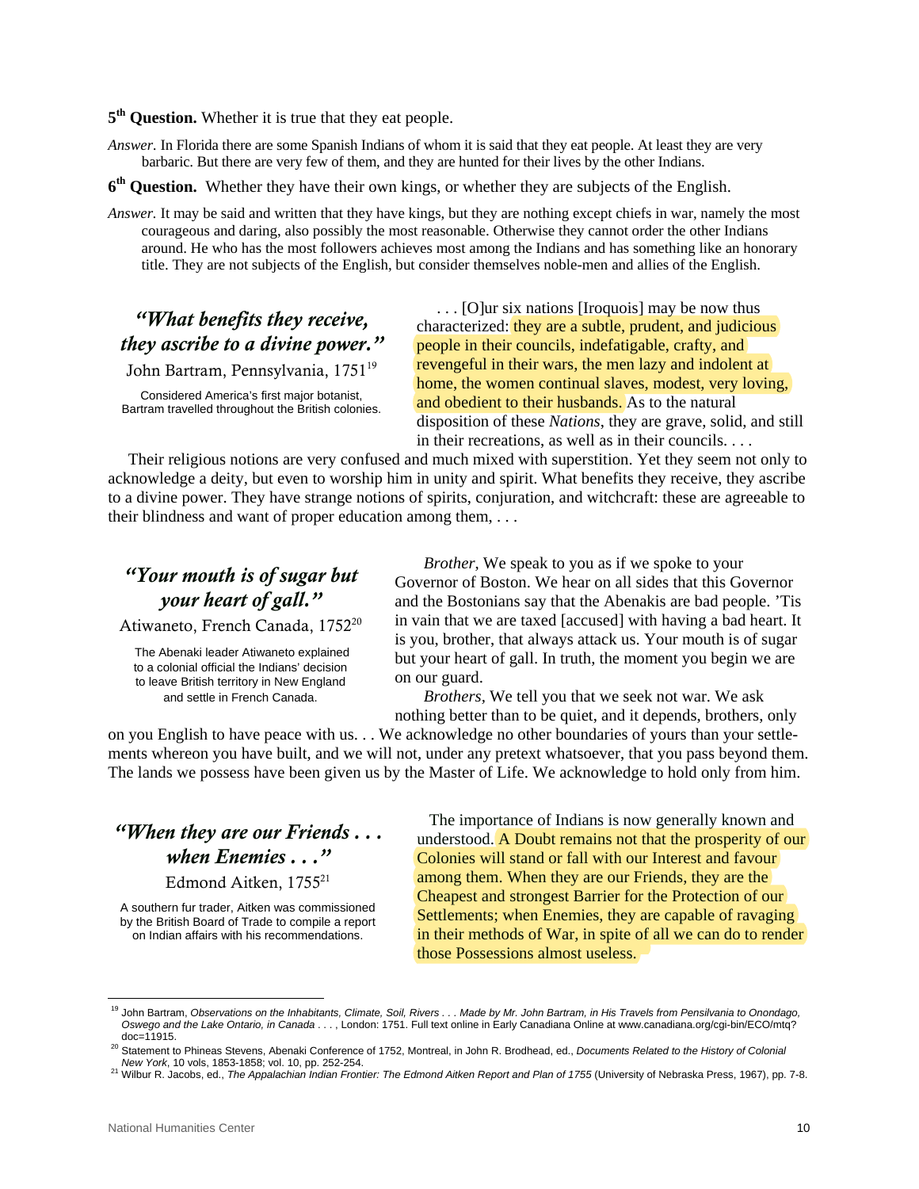**5th Question.** Whether it is true that they eat people.

*Answer.* In Florida there are some Spanish Indians of whom it is said that they eat people. At least they are very barbaric. But there are very few of them, and they are hunted for their lives by the other Indians.

**6th Question.** Whether they have their own kings, or whether they are subjects of the English.

*Answer.* It may be said and written that they have kings, but they are nothing except chiefs in war, namely the most courageous and daring, also possibly the most reasonable. Otherwise they cannot order the other Indians around. He who has the most followers achieves most among the Indians and has something like an honorary title. They are not subjects of the English, but consider themselves noble-men and allies of the English.

## *"What benefits they receive, they ascribe to a divine power."*

John Bartram, Pennsylvania, 1751[19]

Considered America's first major botanist, Bartram travelled throughout the British colonies.

. . . [O]ur six nations [Iroquois] may be now thus characterized: they are a subtle, prudent, and judicious people in their councils, indefatigable, crafty, and revengeful in their wars, the men lazy and indolent at home, the women continual slaves, modest, very loving, and obedient to their husbands. As to the natural disposition of these *Nations*, they are grave, solid, and still in their recreations, as well as in their councils. . . .

Their religious notions are very confused and much mixed with superstition. Yet they seem not only to acknowledge a deity, but even to worship him in unity and spirit. What benefits they receive, they ascribe to a divine power. They have strange notions of spirits, conjuration, and witchcraft: these are agreeable to their blindness and want of proper education among them, . . .

## *"Your mouth is of sugar but your heart of gall."*

Atiwaneto, French Canada, 1752[20]

The Abenaki leader Atiwaneto explained to a colonial official the Indians' decision to leave British territory in New England and settle in French Canada.

*Brother*, We speak to you as if we spoke to your Governor of Boston. We hear on all sides that this Governor and the Bostonians say that the Abenakis are bad people. 'Tis in vain that we are taxed [accused] with having a bad heart. It is you, brother, that always attack us. Your mouth is of sugar but your heart of gall. In truth, the moment you begin we are on our guard.

*Brothers*, We tell you that we seek not war. We ask nothing better than to be quiet, and it depends, brothers, only on you English to have peace with us. . . We acknowledge no other boundaries of yours than your settlements whereon you have built, and we will not, under any pretext whatsoever, that you pass beyond them. The lands we possess have been given us by the Master of Life. We acknowledge to hold only from him.

## *"When they are our Friends . . . when Enemies . . ."*

Edmond Aitken, 1755[21]

A southern fur trader, Aitken was commissioned by the British Board of Trade to compile a report on Indian affairs with his recommendations.

The importance of Indians is now generally known and understood. A Doubt remains not that the prosperity of our Colonies will stand or fall with our Interest and favour among them. When they are our Friends, they are the Cheapest and strongest Barrier for the Protection of our Settlements; when Enemies, they are capable of ravaging in their methods of War, in spite of all we can do to render those Possessions almost useless.

---

[19] John Bartram, *Observations on the Inhabitants, Climate, Soil, Rivers . . . Made by Mr. John Bartram, in His Travels from Pensilvania to Onondago, Oswego and the Lake Ontario, in Canada* . . . , London: 1751. Full text online in Early Canadiana Online at www.canadiana.org/cgi-bin/ECO/mtq?doc=11915.

[20] Statement to Phineas Stevens, Abenaki Conference of 1752, Montreal, in John R. Brodhead, ed., *Documents Related to the History of Colonial New York*, 10 vols, 1853-1858; vol. 10, pp. 252-254.

[21] Wilbur R. Jacobs, ed., *The Appalachian Indian Frontier: The Edmond Aitken Report and Plan of 1755* (University of Nebraska Press, 1967), pp. 7-8.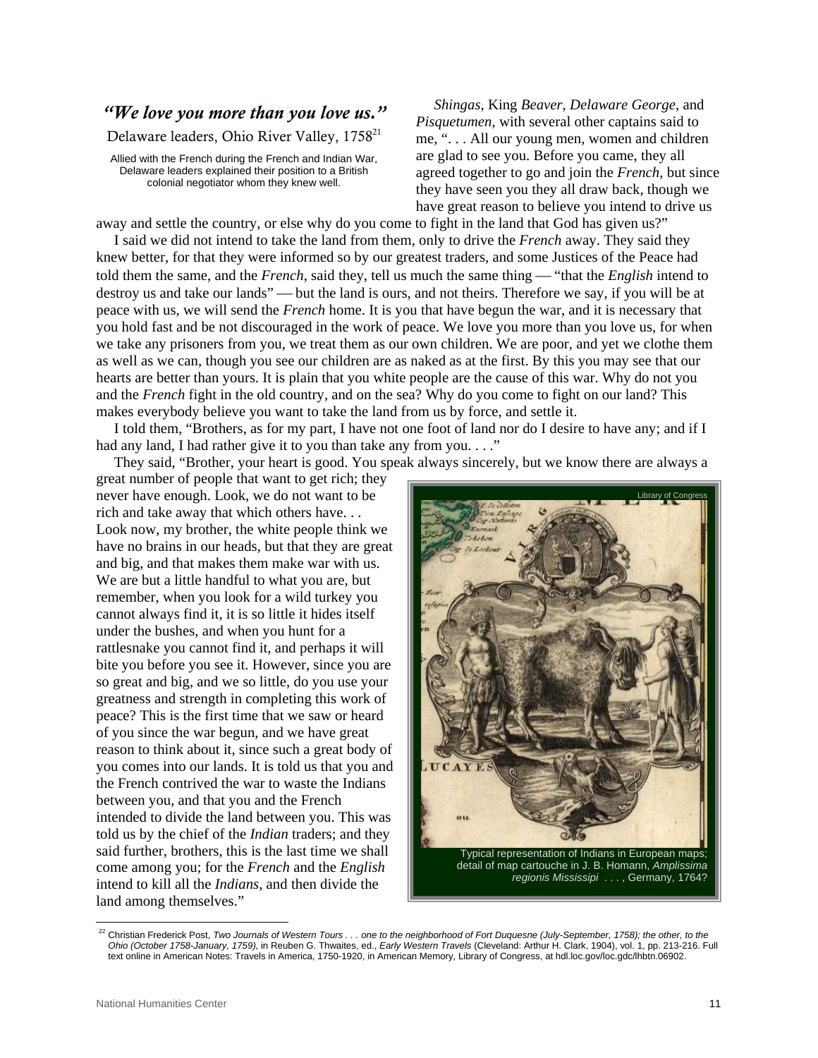## *"We love you more than you love us."*

Delaware leaders, Ohio River Valley, 1758[21]

Allied with the French during the French and Indian War, Delaware leaders explained their position to a British colonial negotiator whom they knew well.

*Shingas*, King *Beaver*, *Delaware George*, and *Pisquetumen*, with several other captains said to me, ". . . All our young men, women and children are glad to see you. Before you came, they all agreed together to go and join the *French*, but since they have seen you they all draw back, though we have great reason to believe you intend to drive us away and settle the country, or else why do you come to fight in the land that God has given us?"

I said we did not intend to take the land from them, only to drive the *French* away. They said they knew better, for that they were informed so by our greatest traders, and some Justices of the Peace had told them the same, and the *French*, said they, tell us much the same thing — "that the *English* intend to destroy us and take our lands" — but the land is ours, and not theirs. Therefore we say, if you will be at peace with us, we will send the *French* home. It is you that have begun the war, and it is necessary that you hold fast and be not discouraged in the work of peace. We love you more than you love us, for when we take any prisoners from you, we treat them as our own children. We are poor, and yet we clothe them as well as we can, though you see our children are as naked as at the first. By this you may see that our hearts are better than yours. It is plain that you white people are the cause of this war. Why do not you and the *French* fight in the old country, and on the sea? Why do you come to fight on our land? This makes everybody believe you want to take the land from us by force, and settle it.

I told them, "Brothers, as for my part, I have not one foot of land nor do I desire to have any; and if I had any land, I had rather give it to you than take any from you. . . ."

They said, "Brother, your heart is good. You speak always sincerely, but we know there are always a great number of people that want to get rich; they never have enough. Look, we do not want to be rich and take away that which others have. . . Look now, my brother, the white people think we have no brains in our heads, but that they are great and big, and that makes them make war with us. We are but a little handful to what you are, but remember, when you look for a wild turkey you cannot always find it, it is so little it hides itself under the bushes, and when you hunt for a rattlesnake you cannot find it, and perhaps it will bite you before you see it. However, since you are so great and big, and we so little, do you use your greatness and strength in completing this work of peace? This is the first time that we saw or heard of you since the war begun, and we have great reason to think about it, since such a great body of you comes into our lands. It is told us that you and the French contrived the war to waste the Indians between you, and that you and the French intended to divide the land between you. This was told us by the chief of the *Indian* traders; and they said further, brothers, this is the last time we shall come among you; for the *French* and the *English* intend to kill all the *Indians*, and then divide the land among themselves."

Library of Congress

Typical representation of Indians in European maps; detail of map cartouche in J. B. Homann, *Amplissima regionis Mississipi* . . . , Germany, 1764?

[22] Christian Frederick Post, *Two Journals of Western Tours . . . one to the neighborhood of Fort Duquesne (July-September, 1758); the other, to the Ohio (October 1758-January, 1759)*, in Reuben G. Thwaites, ed., *Early Western Travels* (Cleveland: Arthur H. Clark, 1904), vol. 1, pp. 213-216. Full text online in American Notes: Travels in America, 1750-1920, in American Memory, Library of Congress, at hdl.loc.gov/loc.gdc/lhbtn.06902.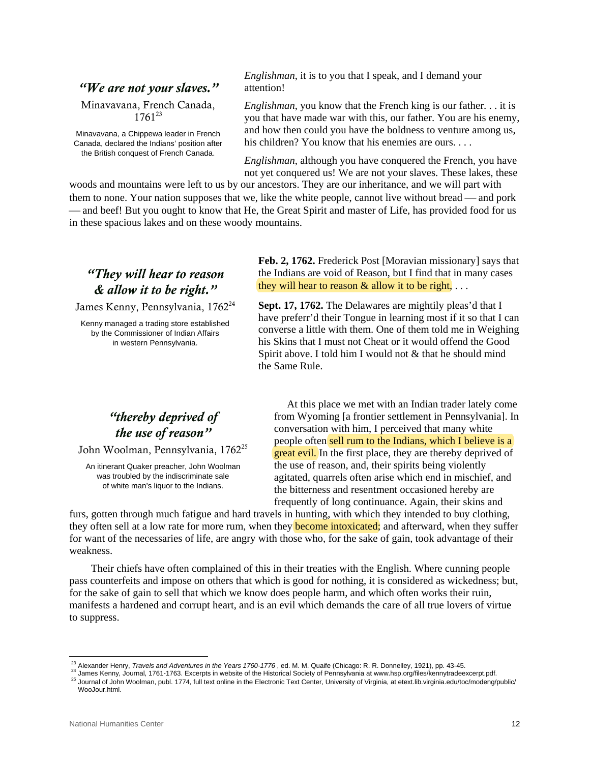### *"We are not your slaves."*

Minavavana, French Canada, 1761[23]

Minavavana, a Chippewa leader in French Canada, declared the Indians' position after the British conquest of French Canada.

*Englishman*, it is to you that I speak, and I demand your attention!

*Englishman*, you know that the French king is our father. . . it is you that have made war with this, our father. You are his enemy, and how then could you have the boldness to venture among us, his children? You know that his enemies are ours. . . .

*Englishman*, although you have conquered the French, you have not yet conquered us! We are not your slaves. These lakes, these woods and mountains were left to us by our ancestors. They are our inheritance, and we will part with them to none. Your nation supposes that we, like the white people, cannot live without bread — and pork — and beef! But you ought to know that He, the Great Spirit and master of Life, has provided food for us in these spacious lakes and on these woody mountains.

### *"They will hear to reason & allow it to be right."*

James Kenny, Pennsylvania, 1762[24]

Kenny managed a trading store established by the Commissioner of Indian Affairs in western Pennsylvania.

**Feb. 2, 1762.** Frederick Post [Moravian missionary] says that the Indians are void of Reason, but I find that in many cases they will hear to reason & allow it to be right, . . .

**Sept. 17, 1762.** The Delawares are mightily pleas'd that I have preferr'd their Tongue in learning most if it so that I can converse a little with them. One of them told me in Weighing his Skins that I must not Cheat or it would offend the Good Spirit above. I told him I would not & that he should mind the Same Rule.

### *"thereby deprived of the use of reason"*

John Woolman, Pennsylvania, 1762[25]

An itinerant Quaker preacher, John Woolman was troubled by the indiscriminate sale of white man's liquor to the Indians.

At this place we met with an Indian trader lately come from Wyoming [a frontier settlement in Pennsylvania]. In conversation with him, I perceived that many white people often sell rum to the Indians, which I believe is a great evil. In the first place, they are thereby deprived of the use of reason, and, their spirits being violently agitated, quarrels often arise which end in mischief, and the bitterness and resentment occasioned hereby are frequently of long continuance. Again, their skins and furs, gotten through much fatigue and hard travels in hunting, with which they intended to buy clothing, they often sell at a low rate for more rum, when they become intoxicated; and afterward, when they suffer for want of the necessaries of life, are angry with those who, for the sake of gain, took advantage of their weakness.

Their chiefs have often complained of this in their treaties with the English. Where cunning people pass counterfeits and impose on others that which is good for nothing, it is considered as wickedness; but, for the sake of gain to sell that which we know does people harm, and which often works their ruin, manifests a hardened and corrupt heart, and is an evil which demands the care of all true lovers of virtue to suppress.

---

[23] Alexander Henry, *Travels and Adventures in the Years 1760-1776* , ed. M. M. Quaife (Chicago: R. R. Donnelley, 1921), pp. 43-45.

[24] James Kenny, Journal, 1761-1763. Excerpts in website of the Historical Society of Pennsylvania at www.hsp.org/files/kennytradeexcerpt.pdf.

[25] Journal of John Woolman, publ. 1774, full text online in the Electronic Text Center, University of Virginia, at etext.lib.virginia.edu/toc/modeng/public/WooJour.html.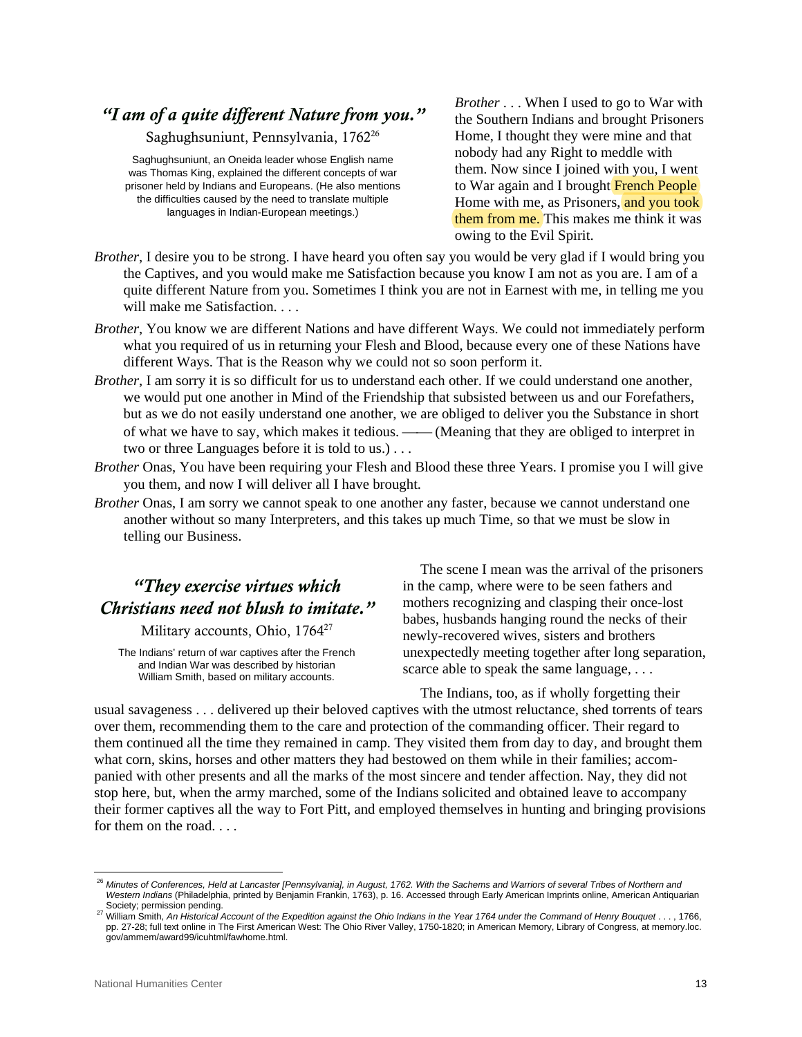## *"I am of a quite different Nature from you."*

Saghughsuniunt, Pennsylvania, 1762[26]

Saghughsuniunt, an Oneida leader whose English name was Thomas King, explained the different concepts of war prisoner held by Indians and Europeans. (He also mentions the difficulties caused by the need to translate multiple languages in Indian-European meetings.)

*Brother* . . . When I used to go to War with the Southern Indians and brought Prisoners Home, I thought they were mine and that nobody had any Right to meddle with them. Now since I joined with you, I went to War again and I brought French People Home with me, as Prisoners, and you took them from me. This makes me think it was owing to the Evil Spirit.

*Brother*, I desire you to be strong. I have heard you often say you would be very glad if I would bring you the Captives, and you would make me Satisfaction because you know I am not as you are. I am of a quite different Nature from you. Sometimes I think you are not in Earnest with me, in telling me you will make me Satisfaction. . . .

*Brother*, You know we are different Nations and have different Ways. We could not immediately perform what you required of us in returning your Flesh and Blood, because every one of these Nations have different Ways. That is the Reason why we could not so soon perform it.

*Brother*, I am sorry it is so difficult for us to understand each other. If we could understand one another, we would put one another in Mind of the Friendship that subsisted between us and our Forefathers, but as we do not easily understand one another, we are obliged to deliver you the Substance in short of what we have to say, which makes it tedious. —— (Meaning that they are obliged to interpret in two or three Languages before it is told to us.) . . .

*Brother* Onas, You have been requiring your Flesh and Blood these three Years. I promise you I will give you them, and now I will deliver all I have brought.

*Brother* Onas, I am sorry we cannot speak to one another any faster, because we cannot understand one another without so many Interpreters, and this takes up much Time, so that we must be slow in telling our Business.

## *"They exercise virtues which Christians need not blush to imitate."*

Military accounts, Ohio, 1764[27]

The Indians' return of war captives after the French and Indian War was described by historian William Smith, based on military accounts.

The scene I mean was the arrival of the prisoners in the camp, where were to be seen fathers and mothers recognizing and clasping their once-lost babes, husbands hanging round the necks of their newly-recovered wives, sisters and brothers unexpectedly meeting together after long separation, scarce able to speak the same language, . . .

The Indians, too, as if wholly forgetting their usual savageness . . . delivered up their beloved captives with the utmost reluctance, shed torrents of tears over them, recommending them to the care and protection of the commanding officer. Their regard to them continued all the time they remained in camp. They visited them from day to day, and brought them what corn, skins, horses and other matters they had bestowed on them while in their families; accompanied with other presents and all the marks of the most sincere and tender affection. Nay, they did not stop here, but, when the army marched, some of the Indians solicited and obtained leave to accompany their former captives all the way to Fort Pitt, and employed themselves in hunting and bringing provisions for them on the road. . . .

---

[26] *Minutes of Conferences, Held at Lancaster [Pennsylvania], in August, 1762. With the Sachems and Warriors of several Tribes of Northern and Western Indians* (Philadelphia, printed by Benjamin Franklin, 1763), p. 16. Accessed through Early American Imprints online, American Antiquarian Society; permission pending.

[27] William Smith, *An Historical Account of the Expedition against the Ohio Indians in the Year 1764 under the Command of Henry Bouquet* . . . , 1766, pp. 27-28; full text online in The First American West: The Ohio River Valley, 1750-1820; in American Memory, Library of Congress, at memory.loc.gov/ammem/award99/icuhtml/fawhome.html.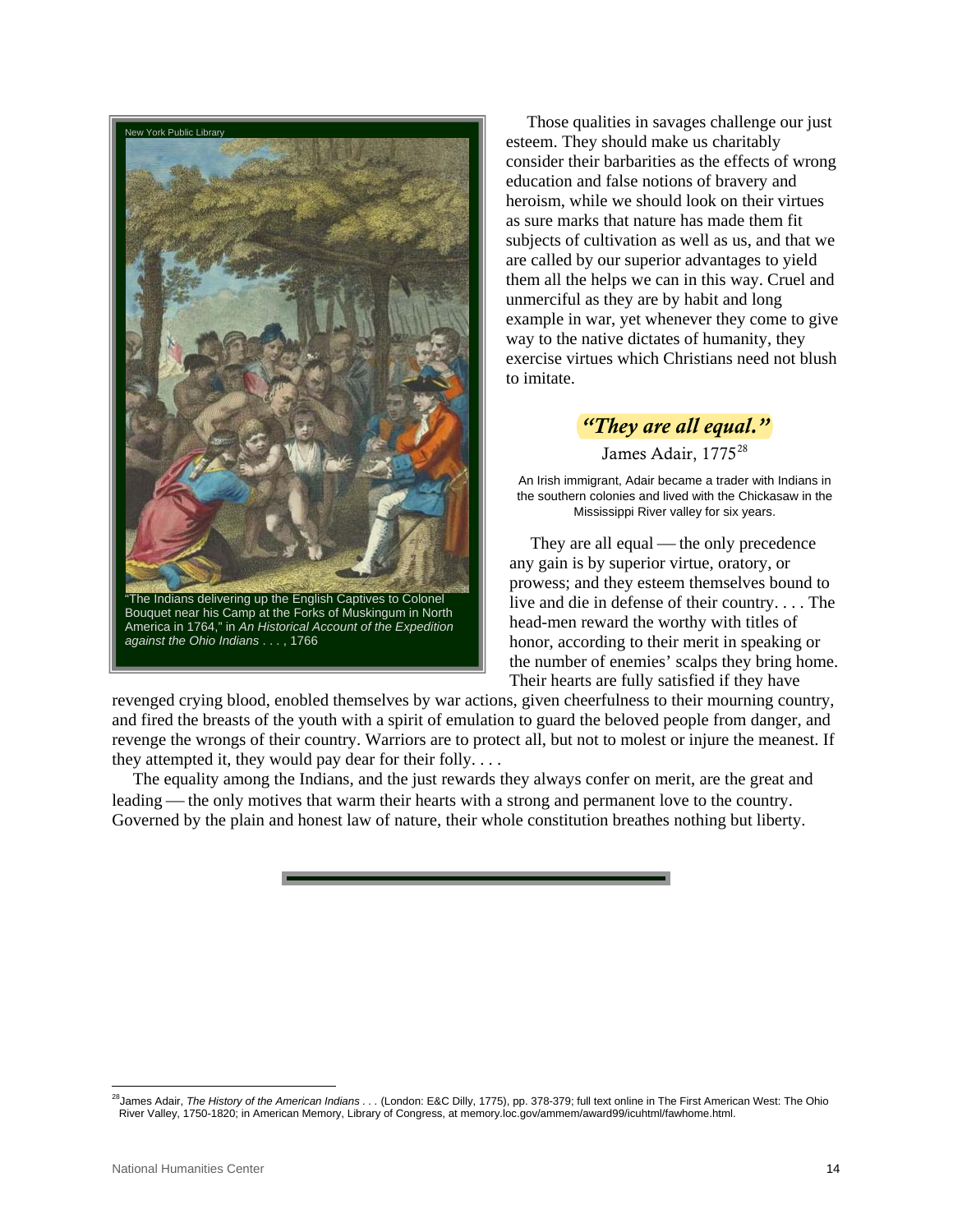"The Indians delivering up the English Captives to Colonel Bouquet near his Camp at the Forks of Muskingum in North America in 1764," in *An Historical Account of the Expedition against the Ohio Indians* . . . , 1766

Those qualities in savages challenge our just esteem. They should make us charitably consider their barbarities as the effects of wrong education and false notions of bravery and heroism, while we should look on their virtues as sure marks that nature has made them fit subjects of cultivation as well as us, and that we are called by our superior advantages to yield them all the helps we can in this way. Cruel and unmerciful as they are by habit and long example in war, yet whenever they come to give way to the native dictates of humanity, they exercise virtues which Christians need not blush to imitate.

## *"They are all equal."*

James Adair, 1775[28]

An Irish immigrant, Adair became a trader with Indians in the southern colonies and lived with the Chickasaw in the Mississippi River valley for six years.

They are all equal — the only precedence any gain is by superior virtue, oratory, or prowess; and they esteem themselves bound to live and die in defense of their country. . . . The head-men reward the worthy with titles of honor, according to their merit in speaking or the number of enemies' scalps they bring home. Their hearts are fully satisfied if they have revenged crying blood, enobled themselves by war actions, given cheerfulness to their mourning country, and fired the breasts of the youth with a spirit of emulation to guard the beloved people from danger, and revenge the wrongs of their country. Warriors are to protect all, but not to molest or injure the meanest. If they attempted it, they would pay dear for their folly. . . .

The equality among the Indians, and the just rewards they always confer on merit, are the great and leading — the only motives that warm their hearts with a strong and permanent love to the country. Governed by the plain and honest law of nature, their whole constitution breathes nothing but liberty.

---

[28] James Adair, *The History of the American Indians* . . . (London: E&C Dilly, 1775), pp. 378-379; full text online in The First American West: The Ohio River Valley, 1750-1820; in American Memory, Library of Congress, at memory.loc.gov/ammem/award99/icuhtml/fawhome.html.